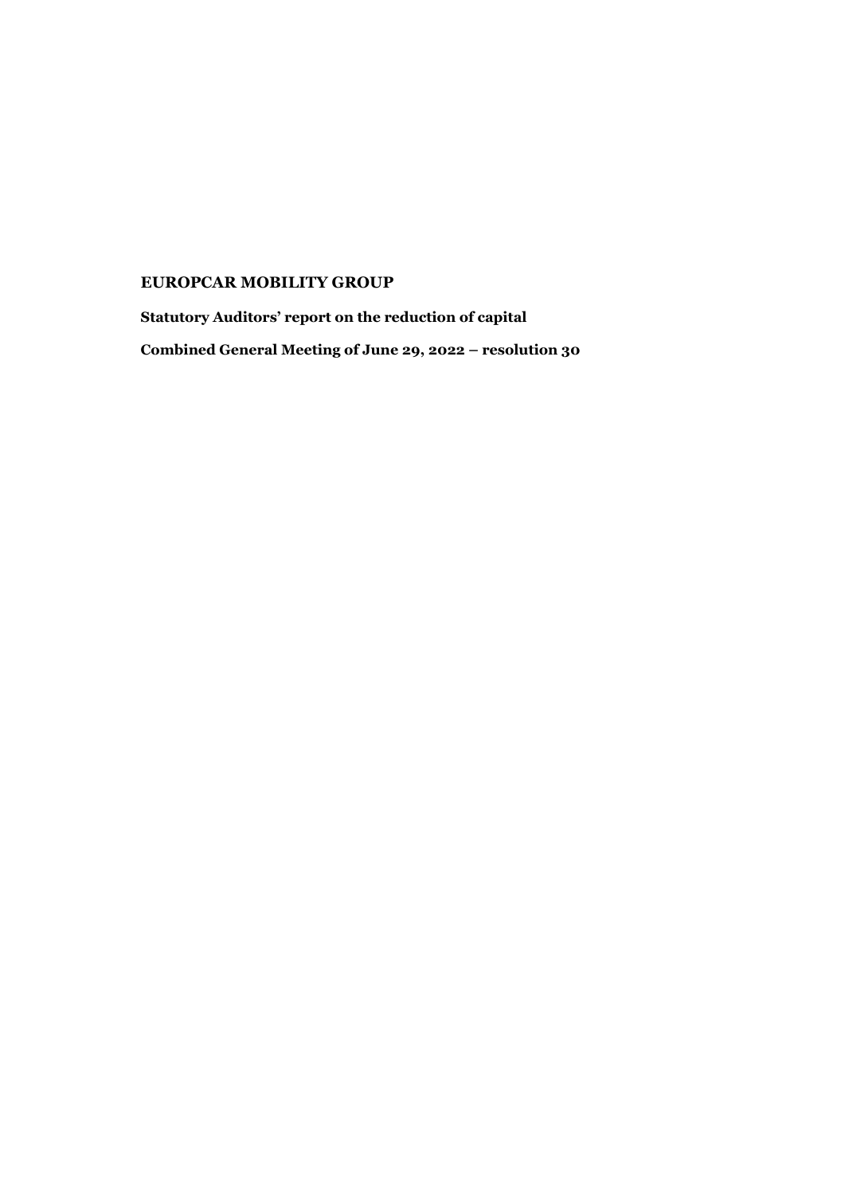**EUROPCAR MOBILITY GROUP**

**Statutory Auditors' report on the reduction of capital**

**Combined General Meeting of June 29, 2022 – resolution 30**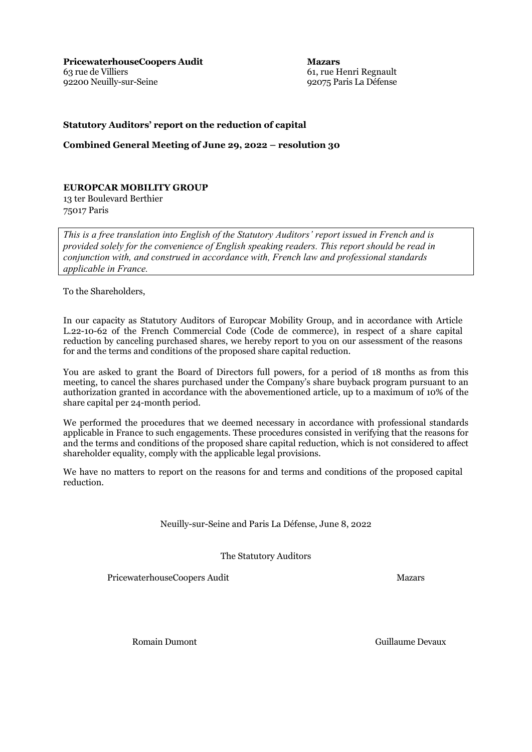**PricewaterhouseCoopers Audit**
63 rue de Villiers
92200 Neuilly-sur-Seine

**Mazars**
61, rue Henri Regnault
92075 Paris La Défense

**Statutory Auditors' report on the reduction of capital**

**Combined General Meeting of June 29, 2022 – resolution 30**

**EUROPCAR MOBILITY GROUP**
13 ter Boulevard Berthier
75017 Paris

*This is a free translation into English of the Statutory Auditors' report issued in French and is provided solely for the convenience of English speaking readers. This report should be read in conjunction with, and construed in accordance with, French law and professional standards applicable in France.*

To the Shareholders,

In our capacity as Statutory Auditors of Europcar Mobility Group, and in accordance with Article L.22-10-62 of the French Commercial Code (Code de commerce), in respect of a share capital reduction by canceling purchased shares, we hereby report to you on our assessment of the reasons for and the terms and conditions of the proposed share capital reduction.

You are asked to grant the Board of Directors full powers, for a period of 18 months as from this meeting, to cancel the shares purchased under the Company's share buyback program pursuant to an authorization granted in accordance with the abovementioned article, up to a maximum of 10% of the share capital per 24-month period.

We performed the procedures that we deemed necessary in accordance with professional standards applicable in France to such engagements. These procedures consisted in verifying that the reasons for and the terms and conditions of the proposed share capital reduction, which is not considered to affect shareholder equality, comply with the applicable legal provisions.

We have no matters to report on the reasons for and terms and conditions of the proposed capital reduction.

Neuilly-sur-Seine and Paris La Défense, June 8, 2022

The Statutory Auditors

PricewaterhouseCoopers Audit

Mazars

Romain Dumont

Guillaume Devaux